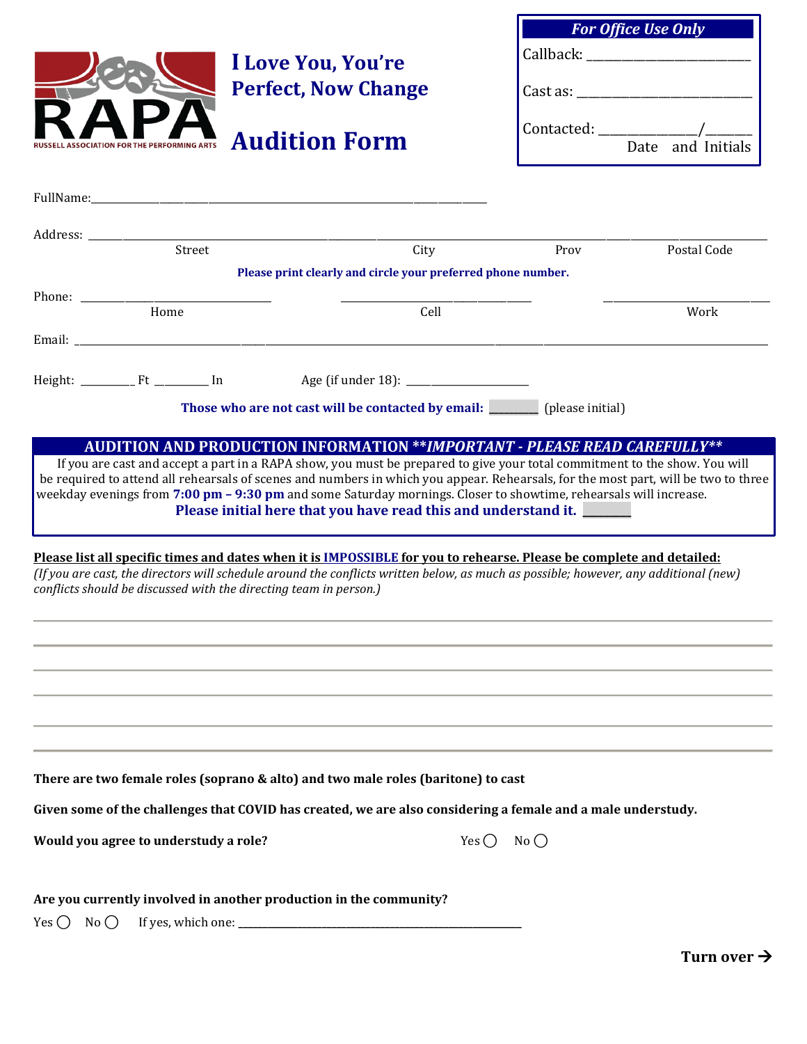RAPA
RUSSELL ASSOCIATION FOR THE PERFORMING ARTS

# I Love You, You're Perfect, Now Change

# Audition Form

| *For Office Use Only* |
|---|
| Callback: ________________________ |
| Cast as: __________________________ |
| Contacted: _____________/______ |
| Date and Initials |

FullName:_______________________________________________________________

Address: ________________________________________________________________________________________
Street | City | Prov | Postal Code

**Please print clearly and circle your preferred phone number.**

Phone: ______________________ ______________________ ______________________
Home | Cell | Work

Email: ________________________________________________________________________________________

Height: ________ Ft ________ In     Age (if under 18): ___________________

**Those who are not cast will be contacted by email:** ________ (please initial)

## AUDITION AND PRODUCTION INFORMATION ***IMPORTANT - PLEASE READ CAREFULLY***

If you are cast and accept a part in a RAPA show, you must be prepared to give your total commitment to the show. You will be required to attend all rehearsals of scenes and numbers in which you appear. Rehearsals, for the most part, will be two to three weekday evenings from **7:00 pm – 9:30 pm** and some Saturday mornings. Closer to showtime, rehearsals will increase.

**Please initial here that you have read this and understand it.** ________

**Please list all specific times and dates when it is IMPOSSIBLE for you to rehearse. Please be complete and detailed:**
*(If you are cast, the directors will schedule around the conflicts written below, as much as possible; however, any additional (new) conflicts should be discussed with the directing team in person.)*

________________________________________________________________________________________

________________________________________________________________________________________

________________________________________________________________________________________

________________________________________________________________________________________

________________________________________________________________________________________

________________________________________________________________________________________

**There are two female roles (soprano & alto) and two male roles (baritone) to cast**

**Given some of the challenges that COVID has created, we are also considering a female and a male understudy.**

**Would you agree to understudy a role?**     Yes ◯   No ◯

**Are you currently involved in another production in the community?**

Yes ◯   No ◯   If yes, which one: ______________________________________________

**Turn over →**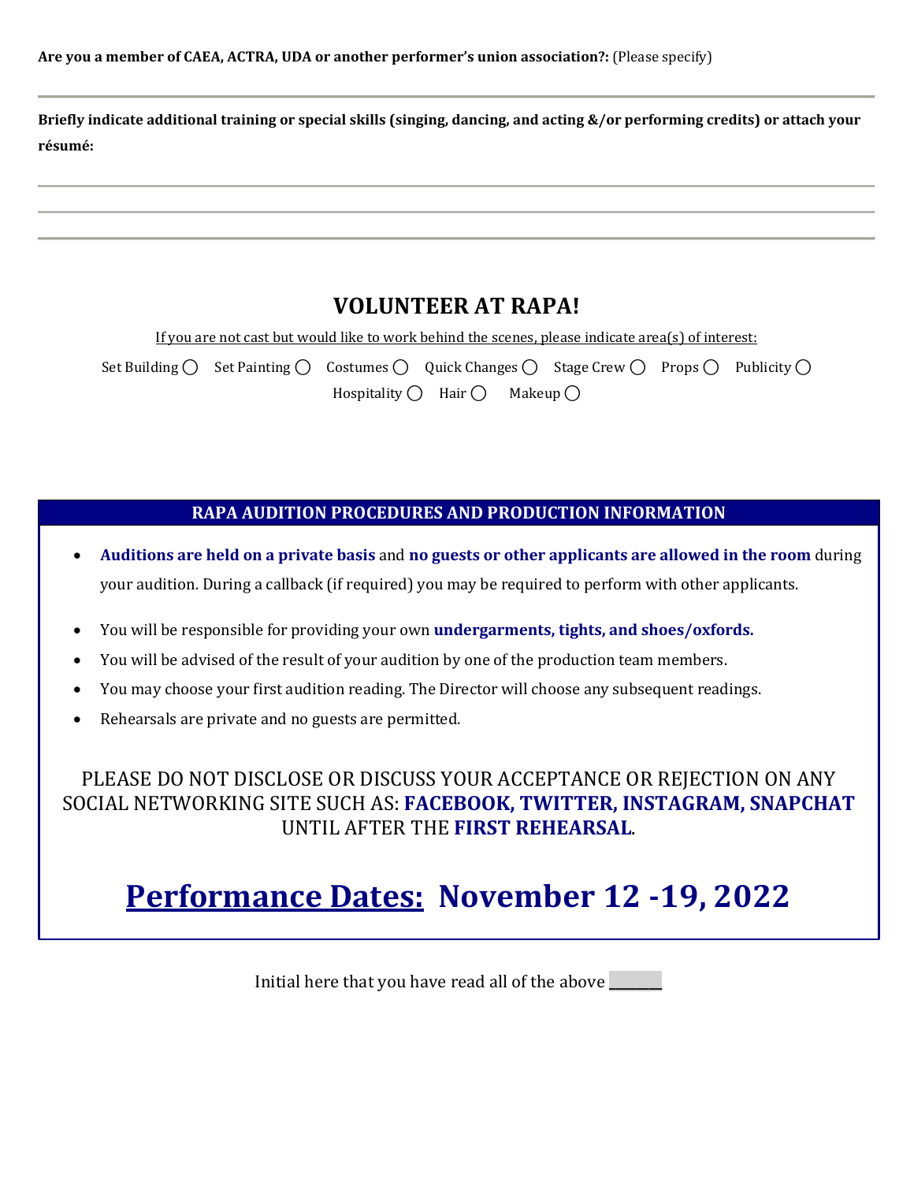**Are you a member of CAEA, ACTRA, UDA or another performer's union association?:** (Please specify)

---

**Briefly indicate additional training or special skills (singing, dancing, and acting &/or performing credits) or attach your résumé:**

---

---

---

## VOLUNTEER AT RAPA!

If you are not cast but would like to work behind the scenes, please indicate area(s) of interest:

Set Building ◯ Set Painting ◯ Costumes ◯ Quick Changes ◯ Stage Crew ◯ Props ◯ Publicity ◯
Hospitality ◯ Hair ◯ Makeup ◯

### RAPA AUDITION PROCEDURES AND PRODUCTION INFORMATION

- **Auditions are held on a private basis** and **no guests or other applicants are allowed in the room** during your audition. During a callback (if required) you may be required to perform with other applicants.
- You will be responsible for providing your own **undergarments, tights, and shoes/oxfords.**
- You will be advised of the result of your audition by one of the production team members.
- You may choose your first audition reading. The Director will choose any subsequent readings.
- Rehearsals are private and no guests are permitted.

PLEASE DO NOT DISCLOSE OR DISCUSS YOUR ACCEPTANCE OR REJECTION ON ANY SOCIAL NETWORKING SITE SUCH AS: **FACEBOOK, TWITTER, INSTAGRAM, SNAPCHAT** UNTIL AFTER THE **FIRST REHEARSAL**.

# Performance Dates: November 12 -19, 2022

Initial here that you have read all of the above ______